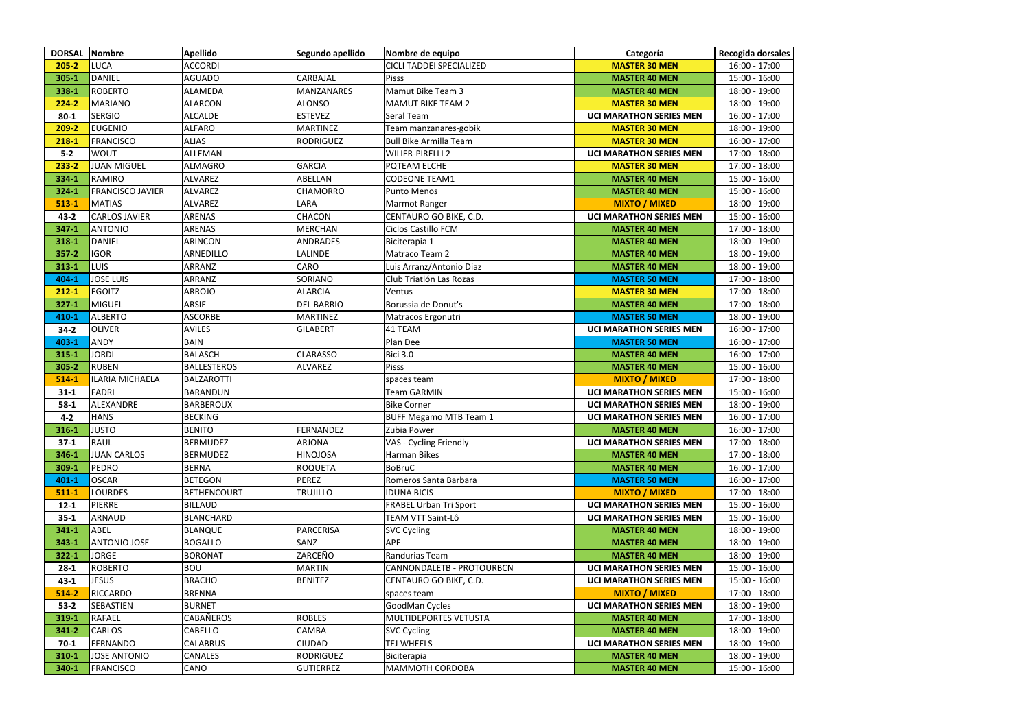| DORSAL | Nombre | Apellido | Segundo apellido | Nombre de equipo | Categoría | Recogida dorsales |
|---|---|---|---|---|---|---|
| 205-2 | LUCA | ACCORDI | | CICLI TADDEI SPECIALIZED | MASTER 30 MEN | 16:00 - 17:00 |
| 305-1 | DANIEL | AGUADO | CARBAJAL | Pisss | MASTER 40 MEN | 15:00 - 16:00 |
| 338-1 | ROBERTO | ALAMEDA | MANZANARES | Mamut Bike Team 3 | MASTER 40 MEN | 18:00 - 19:00 |
| 224-2 | MARIANO | ALARCON | ALONSO | MAMUT BIKE TEAM 2 | MASTER 30 MEN | 18:00 - 19:00 |
| 80-1 | SERGIO | ALCALDE | ESTEVEZ | Seral Team | UCI MARATHON SERIES MEN | 16:00 - 17:00 |
| 209-2 | EUGENIO | ALFARO | MARTINEZ | Team manzanares-gobik | MASTER 30 MEN | 18:00 - 19:00 |
| 218-1 | FRANCISCO | ALIAS | RODRIGUEZ | Bull Bike Armilla Team | MASTER 30 MEN | 16:00 - 17:00 |
| 5-2 | WOUT | ALLEMAN | | WILIER-PIRELLI 2 | UCI MARATHON SERIES MEN | 17:00 - 18:00 |
| 233-2 | JUAN MIGUEL | ALMAGRO | GARCIA | PQTEAM ELCHE | MASTER 30 MEN | 17:00 - 18:00 |
| 334-1 | RAMIRO | ALVAREZ | ABELLAN | CODEONE TEAM1 | MASTER 40 MEN | 15:00 - 16:00 |
| 324-1 | FRANCISCO JAVIER | ALVAREZ | CHAMORRO | Punto Menos | MASTER 40 MEN | 15:00 - 16:00 |
| 513-1 | MATIAS | ALVAREZ | LARA | Marmot Ranger | MIXTO / MIXED | 18:00 - 19:00 |
| 43-2 | CARLOS JAVIER | ARENAS | CHACON | CENTAURO GO BIKE, C.D. | UCI MARATHON SERIES MEN | 15:00 - 16:00 |
| 347-1 | ANTONIO | ARENAS | MERCHAN | Ciclos Castillo FCM | MASTER 40 MEN | 17:00 - 18:00 |
| 318-1 | DANIEL | ARINCON | ANDRADES | Biciterapia 1 | MASTER 40 MEN | 18:00 - 19:00 |
| 357-2 | IGOR | ARNEDILLO | LALINDE | Matraco Team 2 | MASTER 40 MEN | 18:00 - 19:00 |
| 313-1 | LUIS | ARRANZ | CARO | Luis Arranz/Antonio Diaz | MASTER 40 MEN | 18:00 - 19:00 |
| 404-1 | JOSE LUIS | ARRANZ | SORIANO | Club Triatlón Las Rozas | MASTER 50 MEN | 17:00 - 18:00 |
| 212-1 | EGOITZ | ARROJO | ALARCIA | Ventus | MASTER 30 MEN | 17:00 - 18:00 |
| 327-1 | MIGUEL | ARSIE | DEL BARRIO | Borussia de Donut's | MASTER 40 MEN | 17:00 - 18:00 |
| 410-1 | ALBERTO | ASCORBE | MARTINEZ | Matracos Ergonutri | MASTER 50 MEN | 18:00 - 19:00 |
| 34-2 | OLIVER | AVILES | GILABERT | 41 TEAM | UCI MARATHON SERIES MEN | 16:00 - 17:00 |
| 403-1 | ANDY | BAIN | | Plan Dee | MASTER 50 MEN | 16:00 - 17:00 |
| 315-1 | JORDI | BALASCH | CLARASSO | Bici 3.0 | MASTER 40 MEN | 16:00 - 17:00 |
| 305-2 | RUBEN | BALLESTEROS | ALVAREZ | Pisss | MASTER 40 MEN | 15:00 - 16:00 |
| 514-1 | ILARIA MICHAELA | BALZAROTTI | | spaces team | MIXTO / MIXED | 17:00 - 18:00 |
| 31-1 | FADRI | BARANDUN | | Team GARMIN | UCI MARATHON SERIES MEN | 15:00 - 16:00 |
| 58-1 | ALEXANDRE | BARBEROUX | | Bike Corner | UCI MARATHON SERIES MEN | 18:00 - 19:00 |
| 4-2 | HANS | BECKING | | BUFF Megamo MTB Team 1 | UCI MARATHON SERIES MEN | 16:00 - 17:00 |
| 316-1 | JUSTO | BENITO | FERNANDEZ | Zubia Power | MASTER 40 MEN | 16:00 - 17:00 |
| 37-1 | RAUL | BERMUDEZ | ARJONA | VAS - Cycling Friendly | UCI MARATHON SERIES MEN | 17:00 - 18:00 |
| 346-1 | JUAN CARLOS | BERMUDEZ | HINOJOSA | Harman Bikes | MASTER 40 MEN | 17:00 - 18:00 |
| 309-1 | PEDRO | BERNA | ROQUETA | BoBruC | MASTER 40 MEN | 16:00 - 17:00 |
| 401-1 | OSCAR | BETEGON | PEREZ | Romeros Santa Barbara | MASTER 50 MEN | 16:00 - 17:00 |
| 511-1 | LOURDES | BETHENCOURT | TRUJILLO | IDUNA BICIS | MIXTO / MIXED | 17:00 - 18:00 |
| 12-1 | PIERRE | BILLAUD | | FRABEL Urban Tri Sport | UCI MARATHON SERIES MEN | 15:00 - 16:00 |
| 35-1 | ARNAUD | BLANCHARD | | TEAM VTT Saint-Lô | UCI MARATHON SERIES MEN | 15:00 - 16:00 |
| 341-1 | ABEL | BLANQUE | PARCERISA | SVC Cycling | MASTER 40 MEN | 18:00 - 19:00 |
| 343-1 | ANTONIO JOSE | BOGALLO | SANZ | APF | MASTER 40 MEN | 18:00 - 19:00 |
| 322-1 | JORGE | BORONAT | ZARCEÑO | Randurias Team | MASTER 40 MEN | 18:00 - 19:00 |
| 28-1 | ROBERTO | BOU | MARTIN | CANNONDALETB - PROTOURBCN | UCI MARATHON SERIES MEN | 15:00 - 16:00 |
| 43-1 | JESUS | BRACHO | BENITEZ | CENTAURO GO BIKE, C.D. | UCI MARATHON SERIES MEN | 15:00 - 16:00 |
| 514-2 | RICCARDO | BRENNA | | spaces team | MIXTO / MIXED | 17:00 - 18:00 |
| 53-2 | SEBASTIEN | BURNET | | GoodMan Cycles | UCI MARATHON SERIES MEN | 18:00 - 19:00 |
| 319-1 | RAFAEL | CABAÑEROS | ROBLES | MULTIDEPORTES VETUSTA | MASTER 40 MEN | 17:00 - 18:00 |
| 341-2 | CARLOS | CABELLO | CAMBA | SVC Cycling | MASTER 40 MEN | 18:00 - 19:00 |
| 70-1 | FERNANDO | CALABRUS | CIUDAD | TEJ WHEELS | UCI MARATHON SERIES MEN | 18:00 - 19:00 |
| 310-1 | JOSE ANTONIO | CANALES | RODRIGUEZ | Biciterapia | MASTER 40 MEN | 18:00 - 19:00 |
| 340-1 | FRANCISCO | CANO | GUTIERREZ | MAMMOTH CORDOBA | MASTER 40 MEN | 15:00 - 16:00 |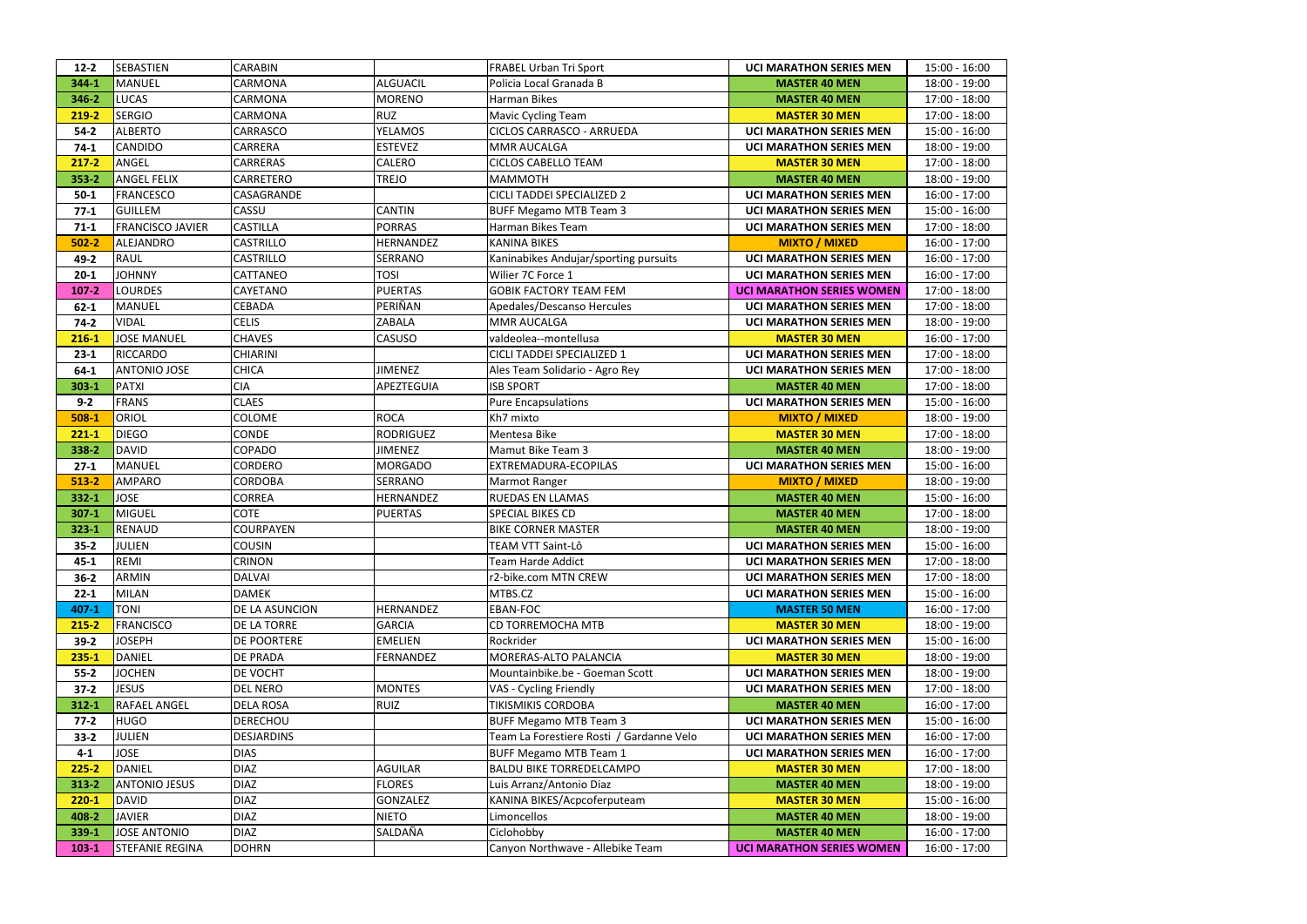| 12-2 | SEBASTIEN | CARABIN | | FRABEL Urban Tri Sport | UCI MARATHON SERIES MEN | 15:00 - 16:00 |
|---|---|---|---|---|---|---|
| 344-1 | MANUEL | CARMONA | ALGUACIL | Policia Local Granada B | MASTER 40 MEN | 18:00 - 19:00 |
| 346-2 | LUCAS | CARMONA | MORENO | Harman Bikes | MASTER 40 MEN | 17:00 - 18:00 |
| 219-2 | SERGIO | CARMONA | RUZ | Mavic Cycling Team | MASTER 30 MEN | 17:00 - 18:00 |
| 54-2 | ALBERTO | CARRASCO | YELAMOS | CICLOS CARRASCO - ARRUEDA | UCI MARATHON SERIES MEN | 15:00 - 16:00 |
| 74-1 | CANDIDO | CARRERA | ESTEVEZ | MMR AUCALGA | UCI MARATHON SERIES MEN | 18:00 - 19:00 |
| 217-2 | ANGEL | CARRERAS | CALERO | CICLOS CABELLO TEAM | MASTER 30 MEN | 17:00 - 18:00 |
| 353-2 | ANGEL FELIX | CARRETERO | TREJO | MAMMOTH | MASTER 40 MEN | 18:00 - 19:00 |
| 50-1 | FRANCESCO | CASAGRANDE | | CICLI TADDEI SPECIALIZED 2 | UCI MARATHON SERIES MEN | 16:00 - 17:00 |
| 77-1 | GUILLEM | CASSU | CANTIN | BUFF Megamo MTB Team 3 | UCI MARATHON SERIES MEN | 15:00 - 16:00 |
| 71-1 | FRANCISCO JAVIER | CASTILLA | PORRAS | Harman Bikes Team | UCI MARATHON SERIES MEN | 17:00 - 18:00 |
| 502-2 | ALEJANDRO | CASTRILLO | HERNANDEZ | KANINA BIKES | MIXTO / MIXED | 16:00 - 17:00 |
| 49-2 | RAUL | CASTRILLO | SERRANO | Kaninabikes Andujar/sporting pursuits | UCI MARATHON SERIES MEN | 16:00 - 17:00 |
| 20-1 | JOHNNY | CATTANEO | TOSI | Wilier 7C Force 1 | UCI MARATHON SERIES MEN | 16:00 - 17:00 |
| 107-2 | LOURDES | CAYETANO | PUERTAS | GOBIK FACTORY TEAM FEM | UCI MARATHON SERIES WOMEN | 17:00 - 18:00 |
| 62-1 | MANUEL | CEBADA | PERIÑAN | Apedales/Descanso Hercules | UCI MARATHON SERIES MEN | 17:00 - 18:00 |
| 74-2 | VIDAL | CELIS | ZABALA | MMR AUCALGA | UCI MARATHON SERIES MEN | 18:00 - 19:00 |
| 216-1 | JOSE MANUEL | CHAVES | CASUSO | valdeolea--montellusa | MASTER 30 MEN | 16:00 - 17:00 |
| 23-1 | RICCARDO | CHIARINI | | CICLI TADDEI SPECIALIZED 1 | UCI MARATHON SERIES MEN | 17:00 - 18:00 |
| 64-1 | ANTONIO JOSE | CHICA | JIMENEZ | Ales Team Solidario - Agro Rey | UCI MARATHON SERIES MEN | 17:00 - 18:00 |
| 303-1 | PATXI | CIA | APEZTEGUIA | ISB SPORT | MASTER 40 MEN | 17:00 - 18:00 |
| 9-2 | FRANS | CLAES | | Pure Encapsulations | UCI MARATHON SERIES MEN | 15:00 - 16:00 |
| 508-1 | ORIOL | COLOME | ROCA | Kh7 mixto | MIXTO / MIXED | 18:00 - 19:00 |
| 221-1 | DIEGO | CONDE | RODRIGUEZ | Mentesa Bike | MASTER 30 MEN | 17:00 - 18:00 |
| 338-2 | DAVID | COPADO | JIMENEZ | Mamut Bike Team 3 | MASTER 40 MEN | 18:00 - 19:00 |
| 27-1 | MANUEL | CORDERO | MORGADO | EXTREMADURA-ECOPILAS | UCI MARATHON SERIES MEN | 15:00 - 16:00 |
| 513-2 | AMPARO | CORDOBA | SERRANO | Marmot Ranger | MIXTO / MIXED | 18:00 - 19:00 |
| 332-1 | JOSE | CORREA | HERNANDEZ | RUEDAS EN LLAMAS | MASTER 40 MEN | 15:00 - 16:00 |
| 307-1 | MIGUEL | COTE | PUERTAS | SPECIAL BIKES CD | MASTER 40 MEN | 17:00 - 18:00 |
| 323-1 | RENAUD | COURPAYEN | | BIKE CORNER MASTER | MASTER 40 MEN | 18:00 - 19:00 |
| 35-2 | JULIEN | COUSIN | | TEAM VTT Saint-Lô | UCI MARATHON SERIES MEN | 15:00 - 16:00 |
| 45-1 | REMI | CRINON | | Team Harde Addict | UCI MARATHON SERIES MEN | 17:00 - 18:00 |
| 36-2 | ARMIN | DALVAI | | r2-bike.com MTN CREW | UCI MARATHON SERIES MEN | 17:00 - 18:00 |
| 22-1 | MILAN | DAMEK | | MTBS.CZ | UCI MARATHON SERIES MEN | 15:00 - 16:00 |
| 407-1 | TONI | DE LA ASUNCION | HERNANDEZ | EBAN-FOC | MASTER 50 MEN | 16:00 - 17:00 |
| 215-2 | FRANCISCO | DE LA TORRE | GARCIA | CD TORREMOCHA MTB | MASTER 30 MEN | 18:00 - 19:00 |
| 39-2 | JOSEPH | DE POORTERE | EMELIEN | Rockrider | UCI MARATHON SERIES MEN | 15:00 - 16:00 |
| 235-1 | DANIEL | DE PRADA | FERNANDEZ | MORERAS-ALTO PALANCIA | MASTER 30 MEN | 18:00 - 19:00 |
| 55-2 | JOCHEN | DE VOCHT | | Mountainbike.be - Goeman Scott | UCI MARATHON SERIES MEN | 18:00 - 19:00 |
| 37-2 | JESUS | DEL NERO | MONTES | VAS - Cycling Friendly | UCI MARATHON SERIES MEN | 17:00 - 18:00 |
| 312-1 | RAFAEL ANGEL | DELA ROSA | RUIZ | TIKISMIKIS CORDOBA | MASTER 40 MEN | 16:00 - 17:00 |
| 77-2 | HUGO | DERECHOU | | BUFF Megamo MTB Team 3 | UCI MARATHON SERIES MEN | 15:00 - 16:00 |
| 33-2 | JULIEN | DESJARDINS | | Team La Forestiere Rosti / Gardanne Velo | UCI MARATHON SERIES MEN | 16:00 - 17:00 |
| 4-1 | JOSE | DIAS | | BUFF Megamo MTB Team 1 | UCI MARATHON SERIES MEN | 16:00 - 17:00 |
| 225-2 | DANIEL | DIAZ | AGUILAR | BALDU BIKE TORREDELCAMPO | MASTER 30 MEN | 17:00 - 18:00 |
| 313-2 | ANTONIO JESUS | DIAZ | FLORES | Luis Arranz/Antonio Diaz | MASTER 40 MEN | 18:00 - 19:00 |
| 220-1 | DAVID | DIAZ | GONZALEZ | KANINA BIKES/Acpcoferputeam | MASTER 30 MEN | 15:00 - 16:00 |
| 408-2 | JAVIER | DIAZ | NIETO | Limoncellos | MASTER 40 MEN | 18:00 - 19:00 |
| 339-1 | JOSE ANTONIO | DIAZ | SALDAÑA | Ciclohobby | MASTER 40 MEN | 16:00 - 17:00 |
| 103-1 | STEFANIE REGINA | DOHRN | | Canyon Northwave - Allebike Team | UCI MARATHON SERIES WOMEN | 16:00 - 17:00 |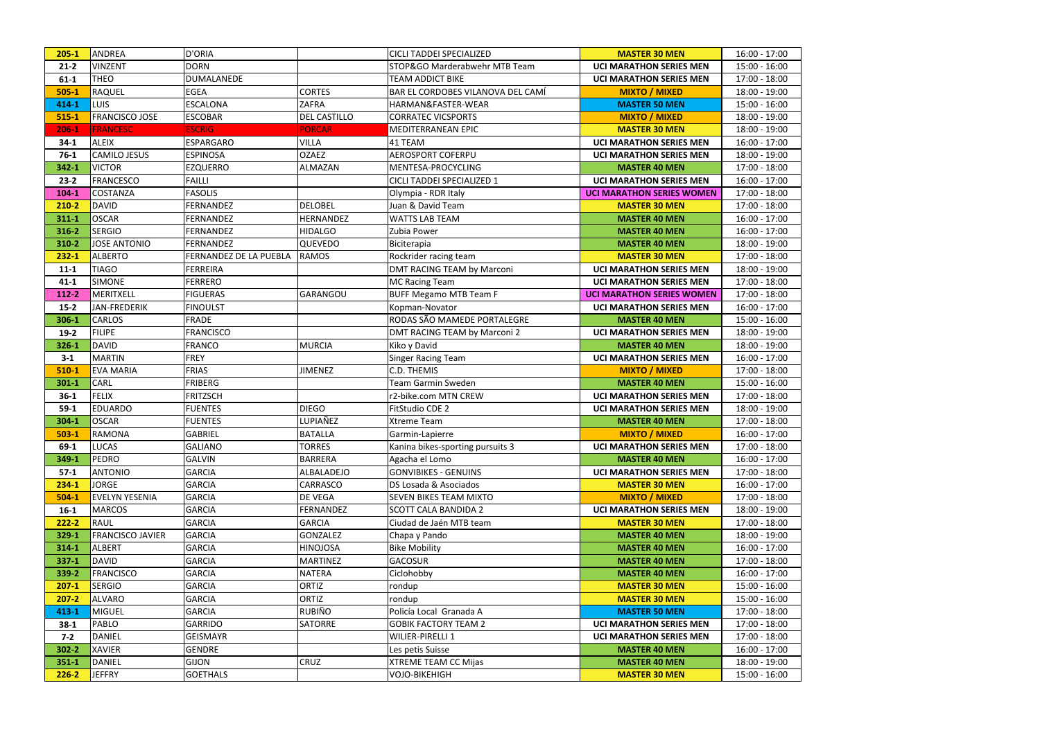| | | | | | | |
|---|---|---|---|---|---|---|
| 205-1 | ANDREA | D'ORIA | | CICLI TADDEI SPECIALIZED | MASTER 30 MEN | 16:00 - 17:00 |
| 21-2 | VINZENT | DORN | | STOP&GO Marderabwehr MTB Team | UCI MARATHON SERIES MEN | 15:00 - 16:00 |
| 61-1 | THEO | DUMALANEDE | | TEAM ADDICT BIKE | UCI MARATHON SERIES MEN | 17:00 - 18:00 |
| 505-1 | RAQUEL | EGEA | CORTES | BAR EL CORDOBES VILANOVA DEL CAMÍ | MIXTO / MIXED | 18:00 - 19:00 |
| 414-1 | LUIS | ESCALONA | ZAFRA | HARMAN&FASTER-WEAR | MASTER 50 MEN | 15:00 - 16:00 |
| 515-1 | FRANCISCO JOSE | ESCOBAR | DEL CASTILLO | CORRATEC VICSPORTS | MIXTO / MIXED | 18:00 - 19:00 |
| 206-1 | FRANCESC | ESCRIG | PORCAR | MEDITERRANEAN EPIC | MASTER 30 MEN | 18:00 - 19:00 |
| 34-1 | ALEIX | ESPARGARO | VILLA | 41 TEAM | UCI MARATHON SERIES MEN | 16:00 - 17:00 |
| 76-1 | CAMILO JESUS | ESPINOSA | OZAEZ | AEROSPORT COFERPU | UCI MARATHON SERIES MEN | 18:00 - 19:00 |
| 342-1 | VICTOR | EZQUERRO | ALMAZAN | MENTESA-PROCYCLING | MASTER 40 MEN | 17:00 - 18:00 |
| 23-2 | FRANCESCO | FAILLI | | CICLI TADDEI SPECIALIZED 1 | UCI MARATHON SERIES MEN | 16:00 - 17:00 |
| 104-1 | COSTANZA | FASOLIS | | Olympia - RDR Italy | UCI MARATHON SERIES WOMEN | 17:00 - 18:00 |
| 210-2 | DAVID | FERNANDEZ | DELOBEL | Juan & David Team | MASTER 30 MEN | 17:00 - 18:00 |
| 311-1 | OSCAR | FERNANDEZ | HERNANDEZ | WATTS LAB TEAM | MASTER 40 MEN | 16:00 - 17:00 |
| 316-2 | SERGIO | FERNANDEZ | HIDALGO | Zubia Power | MASTER 40 MEN | 16:00 - 17:00 |
| 310-2 | JOSE ANTONIO | FERNANDEZ | QUEVEDO | Biciterapia | MASTER 40 MEN | 18:00 - 19:00 |
| 232-1 | ALBERTO | FERNANDEZ DE LA PUEBLA | RAMOS | Rockrider racing team | MASTER 30 MEN | 17:00 - 18:00 |
| 11-1 | TIAGO | FERREIRA | | DMT RACING TEAM by Marconi | UCI MARATHON SERIES MEN | 18:00 - 19:00 |
| 41-1 | SIMONE | FERRERO | | MC Racing Team | UCI MARATHON SERIES MEN | 17:00 - 18:00 |
| 112-2 | MERITXELL | FIGUERAS | GARANGOU | BUFF Megamo MTB Team F | UCI MARATHON SERIES WOMEN | 17:00 - 18:00 |
| 15-2 | JAN-FREDERIK | FINOULST | | Kopman-Novator | UCI MARATHON SERIES MEN | 16:00 - 17:00 |
| 306-1 | CARLOS | FRADE | | RODAS SÃO MAMEDE PORTALEGRE | MASTER 40 MEN | 15:00 - 16:00 |
| 19-2 | FILIPE | FRANCISCO | | DMT RACING TEAM by Marconi 2 | UCI MARATHON SERIES MEN | 18:00 - 19:00 |
| 326-1 | DAVID | FRANCO | MURCIA | Kiko y David | MASTER 40 MEN | 18:00 - 19:00 |
| 3-1 | MARTIN | FREY | | Singer Racing Team | UCI MARATHON SERIES MEN | 16:00 - 17:00 |
| 510-1 | EVA MARIA | FRIAS | JIMENEZ | C.D. THEMIS | MIXTO / MIXED | 17:00 - 18:00 |
| 301-1 | CARL | FRIBERG | | Team Garmin Sweden | MASTER 40 MEN | 15:00 - 16:00 |
| 36-1 | FELIX | FRITZSCH | | r2-bike.com MTN CREW | UCI MARATHON SERIES MEN | 17:00 - 18:00 |
| 59-1 | EDUARDO | FUENTES | DIEGO | FitStudio CDE 2 | UCI MARATHON SERIES MEN | 18:00 - 19:00 |
| 304-1 | OSCAR | FUENTES | LUPIAÑEZ | Xtreme Team | MASTER 40 MEN | 17:00 - 18:00 |
| 503-1 | RAMONA | GABRIEL | BATALLA | Garmin-Lapierre | MIXTO / MIXED | 16:00 - 17:00 |
| 69-1 | LUCAS | GALIANO | TORRES | Kanina bikes-sporting pursuits 3 | UCI MARATHON SERIES MEN | 17:00 - 18:00 |
| 349-1 | PEDRO | GALVIN | BARRERA | Agacha el Lomo | MASTER 40 MEN | 16:00 - 17:00 |
| 57-1 | ANTONIO | GARCIA | ALBALADEJO | GONVIBIKES - GENUINS | UCI MARATHON SERIES MEN | 17:00 - 18:00 |
| 234-1 | JORGE | GARCIA | CARRASCO | DS Losada & Asociados | MASTER 30 MEN | 16:00 - 17:00 |
| 504-1 | EVELYN YESENIA | GARCIA | DE VEGA | SEVEN BIKES TEAM MIXTO | MIXTO / MIXED | 17:00 - 18:00 |
| 16-1 | MARCOS | GARCIA | FERNANDEZ | SCOTT CALA BANDIDA 2 | UCI MARATHON SERIES MEN | 18:00 - 19:00 |
| 222-2 | RAUL | GARCIA | GARCIA | Ciudad de Jaén MTB team | MASTER 30 MEN | 17:00 - 18:00 |
| 329-1 | FRANCISCO JAVIER | GARCIA | GONZALEZ | Chapa y Pando | MASTER 40 MEN | 18:00 - 19:00 |
| 314-1 | ALBERT | GARCIA | HINOJOSA | Bike Mobility | MASTER 40 MEN | 16:00 - 17:00 |
| 337-1 | DAVID | GARCIA | MARTINEZ | GACOSUR | MASTER 40 MEN | 17:00 - 18:00 |
| 339-2 | FRANCISCO | GARCIA | NATERA | Ciclohobby | MASTER 40 MEN | 16:00 - 17:00 |
| 207-1 | SERGIO | GARCIA | ORTIZ | rondup | MASTER 30 MEN | 15:00 - 16:00 |
| 207-2 | ALVARO | GARCIA | ORTIZ | rondup | MASTER 30 MEN | 15:00 - 16:00 |
| 413-1 | MIGUEL | GARCIA | RUBIÑO | Policía Local Granada A | MASTER 50 MEN | 17:00 - 18:00 |
| 38-1 | PABLO | GARRIDO | SATORRE | GOBIK FACTORY TEAM 2 | UCI MARATHON SERIES MEN | 17:00 - 18:00 |
| 7-2 | DANIEL | GEISMAYR | | WILIER-PIRELLI 1 | UCI MARATHON SERIES MEN | 17:00 - 18:00 |
| 302-2 | XAVIER | GENDRE | | Les petis Suisse | MASTER 40 MEN | 16:00 - 17:00 |
| 351-1 | DANIEL | GIJON | CRUZ | XTREME TEAM CC Mijas | MASTER 40 MEN | 18:00 - 19:00 |
| 226-2 | JEFFRY | GOETHALS | | VOJO-BIKEHIGH | MASTER 30 MEN | 15:00 - 16:00 |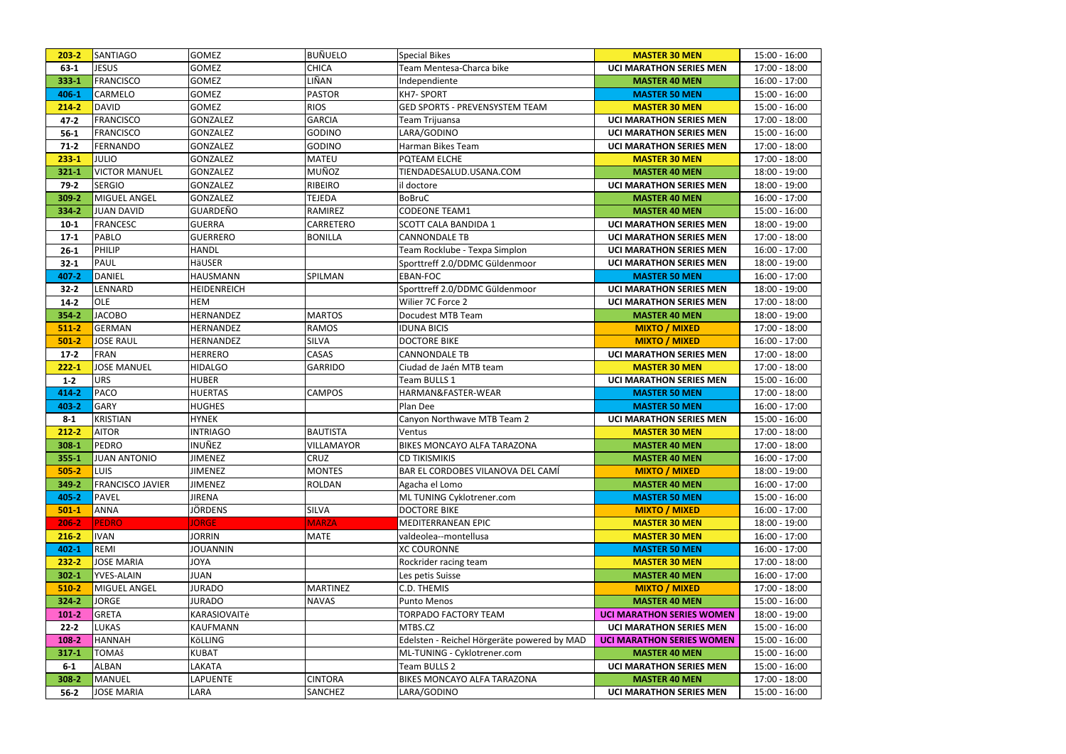| 203-2 | SANTIAGO | GOMEZ | BUÑUELO | Special Bikes | MASTER 30 MEN | 15:00 - 16:00 |
|---|---|---|---|---|---|---|
| 63-1 | JESUS | GOMEZ | CHICA | Team Mentesa-Charca bike | UCI MARATHON SERIES MEN | 17:00 - 18:00 |
| 333-1 | FRANCISCO | GOMEZ | LIÑAN | Independiente | MASTER 40 MEN | 16:00 - 17:00 |
| 406-1 | CARMELO | GOMEZ | PASTOR | KH7- SPORT | MASTER 50 MEN | 15:00 - 16:00 |
| 214-2 | DAVID | GOMEZ | RIOS | GED SPORTS - PREVENSYSTEM TEAM | MASTER 30 MEN | 15:00 - 16:00 |
| 47-2 | FRANCISCO | GONZALEZ | GARCIA | Team Trijuansa | UCI MARATHON SERIES MEN | 17:00 - 18:00 |
| 56-1 | FRANCISCO | GONZALEZ | GODINO | LARA/GODINO | UCI MARATHON SERIES MEN | 15:00 - 16:00 |
| 71-2 | FERNANDO | GONZALEZ | GODINO | Harman Bikes Team | UCI MARATHON SERIES MEN | 17:00 - 18:00 |
| 233-1 | JULIO | GONZALEZ | MATEU | PQTEAM ELCHE | MASTER 30 MEN | 17:00 - 18:00 |
| 321-1 | VICTOR MANUEL | GONZALEZ | MUÑOZ | TIENDADESALUD.USANA.COM | MASTER 40 MEN | 18:00 - 19:00 |
| 79-2 | SERGIO | GONZALEZ | RIBEIRO | il doctore | UCI MARATHON SERIES MEN | 18:00 - 19:00 |
| 309-2 | MIGUEL ANGEL | GONZALEZ | TEJEDA | BoBruC | MASTER 40 MEN | 16:00 - 17:00 |
| 334-2 | JUAN DAVID | GUARDEÑO | RAMIREZ | CODEONE TEAM1 | MASTER 40 MEN | 15:00 - 16:00 |
| 10-1 | FRANCESC | GUERRA | CARRETERO | SCOTT CALA BANDIDA 1 | UCI MARATHON SERIES MEN | 18:00 - 19:00 |
| 17-1 | PABLO | GUERRERO | BONILLA | CANNONDALE TB | UCI MARATHON SERIES MEN | 17:00 - 18:00 |
| 26-1 | PHILIP | HANDL | | Team Rocklube - Texpa Simplon | UCI MARATHON SERIES MEN | 16:00 - 17:00 |
| 32-1 | PAUL | HäUSER | | Sporttreff 2.0/DDMC Güldenmoor | UCI MARATHON SERIES MEN | 18:00 - 19:00 |
| 407-2 | DANIEL | HAUSMANN | SPILMAN | EBAN-FOC | MASTER 50 MEN | 16:00 - 17:00 |
| 32-2 | LENNARD | HEIDENREICH | | Sporttreff 2.0/DDMC Güldenmoor | UCI MARATHON SERIES MEN | 18:00 - 19:00 |
| 14-2 | OLE | HEM | | Wilier 7C Force 2 | UCI MARATHON SERIES MEN | 17:00 - 18:00 |
| 354-2 | JACOBO | HERNANDEZ | MARTOS | Docudest MTB Team | MASTER 40 MEN | 18:00 - 19:00 |
| 511-2 | GERMAN | HERNANDEZ | RAMOS | IDUNA BICIS | MIXTO / MIXED | 17:00 - 18:00 |
| 501-2 | JOSE RAUL | HERNANDEZ | SILVA | DOCTORE BIKE | MIXTO / MIXED | 16:00 - 17:00 |
| 17-2 | FRAN | HERRERO | CASAS | CANNONDALE TB | UCI MARATHON SERIES MEN | 17:00 - 18:00 |
| 222-1 | JOSE MANUEL | HIDALGO | GARRIDO | Ciudad de Jaén MTB team | MASTER 30 MEN | 17:00 - 18:00 |
| 1-2 | URS | HUBER | | Team BULLS 1 | UCI MARATHON SERIES MEN | 15:00 - 16:00 |
| 414-2 | PACO | HUERTAS | CAMPOS | HARMAN&FASTER-WEAR | MASTER 50 MEN | 17:00 - 18:00 |
| 403-2 | GARY | HUGHES | | Plan Dee | MASTER 50 MEN | 16:00 - 17:00 |
| 8-1 | KRISTIAN | HYNEK | | Canyon Northwave MTB Team 2 | UCI MARATHON SERIES MEN | 15:00 - 16:00 |
| 212-2 | AITOR | INTRIAGO | BAUTISTA | Ventus | MASTER 30 MEN | 17:00 - 18:00 |
| 308-1 | PEDRO | INUÑEZ | VILLAMAYOR | BIKES MONCAYO ALFA TARAZONA | MASTER 40 MEN | 17:00 - 18:00 |
| 355-1 | JUAN ANTONIO | JIMENEZ | CRUZ | CD TIKISMIKIS | MASTER 40 MEN | 16:00 - 17:00 |
| 505-2 | LUIS | JIMENEZ | MONTES | BAR EL CORDOBES VILANOVA DEL CAMÍ | MIXTO / MIXED | 18:00 - 19:00 |
| 349-2 | FRANCISCO JAVIER | JIMENEZ | ROLDAN | Agacha el Lomo | MASTER 40 MEN | 16:00 - 17:00 |
| 405-2 | PAVEL | JIRENA | | ML TUNING Cyklotrener.com | MASTER 50 MEN | 15:00 - 16:00 |
| 501-1 | ANNA | JÖRDENS | SILVA | DOCTORE BIKE | MIXTO / MIXED | 16:00 - 17:00 |
| 206-2 | PEDRO | JORGE | MARZA | MEDITERRANEAN EPIC | MASTER 30 MEN | 18:00 - 19:00 |
| 216-2 | IVAN | JORRIN | MATE | valdeolea--montellusa | MASTER 30 MEN | 16:00 - 17:00 |
| 402-1 | REMI | JOUANNIN | | XC COURONNE | MASTER 50 MEN | 16:00 - 17:00 |
| 232-2 | JOSE MARIA | JOYA | | Rockrider racing team | MASTER 30 MEN | 17:00 - 18:00 |
| 302-1 | YVES-ALAIN | JUAN | | Les petis Suisse | MASTER 40 MEN | 16:00 - 17:00 |
| 510-2 | MIGUEL ANGEL | JURADO | MARTINEZ | C.D. THEMIS | MIXTO / MIXED | 17:00 - 18:00 |
| 324-2 | JORGE | JURADO | NAVAS | Punto Menos | MASTER 40 MEN | 15:00 - 16:00 |
| 101-2 | GRETA | KARASIOVAITė | | TORPADO FACTORY TEAM | UCI MARATHON SERIES WOMEN | 18:00 - 19:00 |
| 22-2 | LUKAS | KAUFMANN | | MTBS.CZ | UCI MARATHON SERIES MEN | 15:00 - 16:00 |
| 108-2 | HANNAH | KöLLING | | Edelsten - Reichel Hörgeräte powered by MAD | UCI MARATHON SERIES WOMEN | 15:00 - 16:00 |
| 317-1 | TOMAš | KUBAT | | ML-TUNING - Cyklotrener.com | MASTER 40 MEN | 15:00 - 16:00 |
| 6-1 | ALBAN | LAKATA | | Team BULLS 2 | UCI MARATHON SERIES MEN | 15:00 - 16:00 |
| 308-2 | MANUEL | LAPUENTE | CINTORA | BIKES MONCAYO ALFA TARAZONA | MASTER 40 MEN | 17:00 - 18:00 |
| 56-2 | JOSE MARIA | LARA | SANCHEZ | LARA/GODINO | UCI MARATHON SERIES MEN | 15:00 - 16:00 |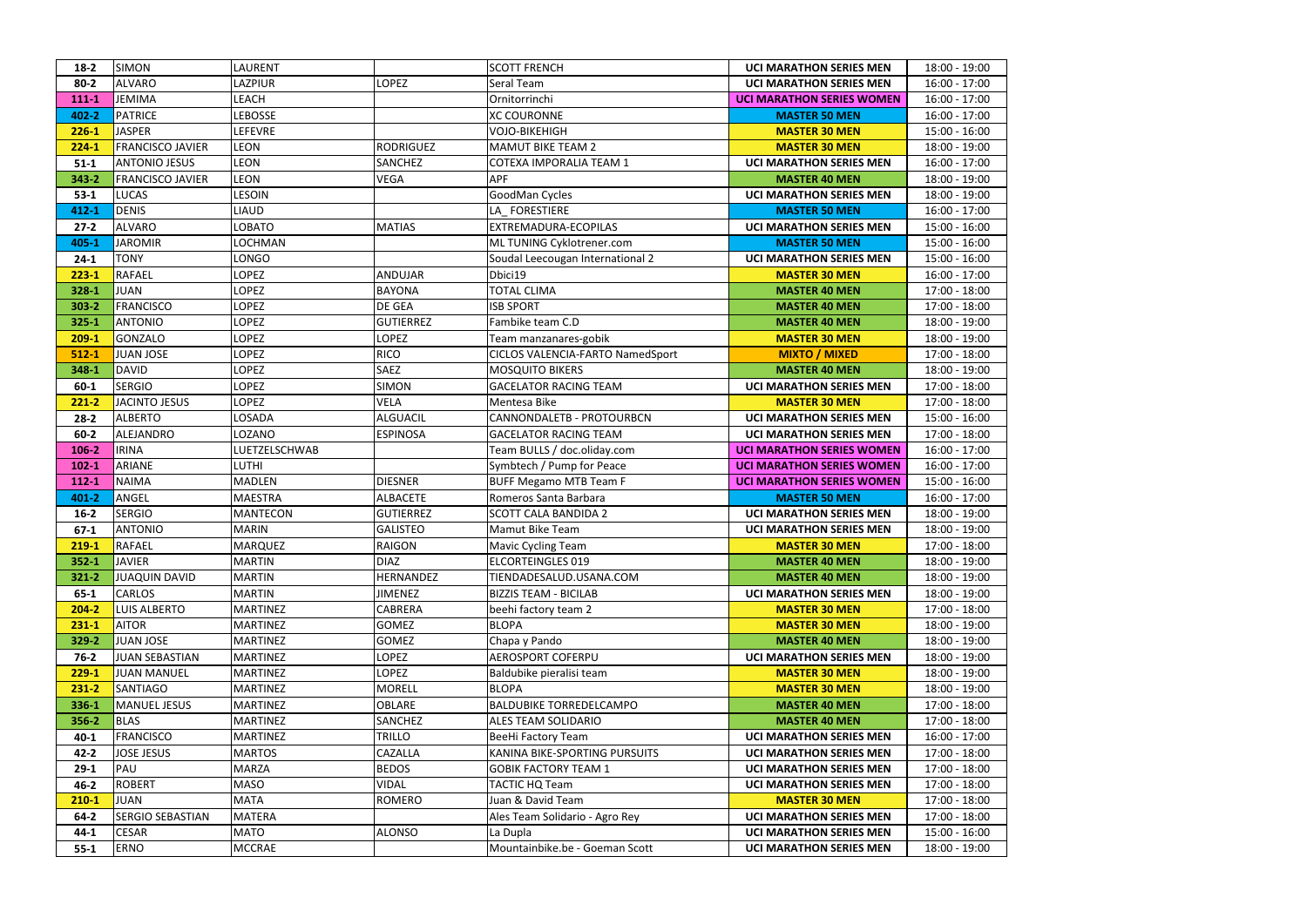| 18-2 | SIMON | LAURENT | | SCOTT FRENCH | UCI MARATHON SERIES MEN | 18:00 - 19:00 |
|---|---|---|---|---|---|---|
| 80-2 | ALVARO | LAZPIUR | LOPEZ | Seral Team | UCI MARATHON SERIES MEN | 16:00 - 17:00 |
| 111-1 | JEMIMA | LEACH | | Ornitorrinchi | UCI MARATHON SERIES WOMEN | 16:00 - 17:00 |
| 402-2 | PATRICE | LEBOSSE | | XC COURONNE | MASTER 50 MEN | 16:00 - 17:00 |
| 226-1 | JASPER | LEFEVRE | | VOJO-BIKEHIGH | MASTER 30 MEN | 15:00 - 16:00 |
| 224-1 | FRANCISCO JAVIER | LEON | RODRIGUEZ | MAMUT BIKE TEAM 2 | MASTER 30 MEN | 18:00 - 19:00 |
| 51-1 | ANTONIO JESUS | LEON | SANCHEZ | COTEXA IMPORALIA TEAM 1 | UCI MARATHON SERIES MEN | 16:00 - 17:00 |
| 343-2 | FRANCISCO JAVIER | LEON | VEGA | APF | MASTER 40 MEN | 18:00 - 19:00 |
| 53-1 | LUCAS | LESOIN | | GoodMan Cycles | UCI MARATHON SERIES MEN | 18:00 - 19:00 |
| 412-1 | DENIS | LIAUD | | LA_ FORESTIERE | MASTER 50 MEN | 16:00 - 17:00 |
| 27-2 | ALVARO | LOBATO | MATIAS | EXTREMADURA-ECOPILAS | UCI MARATHON SERIES MEN | 15:00 - 16:00 |
| 405-1 | JAROMIR | LOCHMAN | | ML TUNING Cyklotrener.com | MASTER 50 MEN | 15:00 - 16:00 |
| 24-1 | TONY | LONGO | | Soudal Leecougan International 2 | UCI MARATHON SERIES MEN | 15:00 - 16:00 |
| 223-1 | RAFAEL | LOPEZ | ANDUJAR | Dbici19 | MASTER 30 MEN | 16:00 - 17:00 |
| 328-1 | JUAN | LOPEZ | BAYONA | TOTAL CLIMA | MASTER 40 MEN | 17:00 - 18:00 |
| 303-2 | FRANCISCO | LOPEZ | DE GEA | ISB SPORT | MASTER 40 MEN | 17:00 - 18:00 |
| 325-1 | ANTONIO | LOPEZ | GUTIERREZ | Fambike team C.D | MASTER 40 MEN | 18:00 - 19:00 |
| 209-1 | GONZALO | LOPEZ | LOPEZ | Team manzanares-gobik | MASTER 30 MEN | 18:00 - 19:00 |
| 512-1 | JUAN JOSE | LOPEZ | RICO | CICLOS VALENCIA-FARTO NamedSport | MIXTO / MIXED | 17:00 - 18:00 |
| 348-1 | DAVID | LOPEZ | SAEZ | MOSQUITO BIKERS | MASTER 40 MEN | 18:00 - 19:00 |
| 60-1 | SERGIO | LOPEZ | SIMON | GACELATOR RACING TEAM | UCI MARATHON SERIES MEN | 17:00 - 18:00 |
| 221-2 | JACINTO JESUS | LOPEZ | VELA | Mentesa Bike | MASTER 30 MEN | 17:00 - 18:00 |
| 28-2 | ALBERTO | LOSADA | ALGUACIL | CANNONDALETB - PROTOURBCN | UCI MARATHON SERIES MEN | 15:00 - 16:00 |
| 60-2 | ALEJANDRO | LOZANO | ESPINOSA | GACELATOR RACING TEAM | UCI MARATHON SERIES MEN | 17:00 - 18:00 |
| 106-2 | IRINA | LUETZELSCHWAB | | Team BULLS / doc.oliday.com | UCI MARATHON SERIES WOMEN | 16:00 - 17:00 |
| 102-1 | ARIANE | LUTHI | | Symbtech / Pump for Peace | UCI MARATHON SERIES WOMEN | 16:00 - 17:00 |
| 112-1 | NAIMA | MADLEN | DIESNER | BUFF Megamo MTB Team F | UCI MARATHON SERIES WOMEN | 15:00 - 16:00 |
| 401-2 | ANGEL | MAESTRA | ALBACETE | Romeros Santa Barbara | MASTER 50 MEN | 16:00 - 17:00 |
| 16-2 | SERGIO | MANTECON | GUTIERREZ | SCOTT CALA BANDIDA 2 | UCI MARATHON SERIES MEN | 18:00 - 19:00 |
| 67-1 | ANTONIO | MARIN | GALISTEO | Mamut Bike Team | UCI MARATHON SERIES MEN | 18:00 - 19:00 |
| 219-1 | RAFAEL | MARQUEZ | RAIGON | Mavic Cycling Team | MASTER 30 MEN | 17:00 - 18:00 |
| 352-1 | JAVIER | MARTIN | DIAZ | ELCORTEINGLES 019 | MASTER 40 MEN | 18:00 - 19:00 |
| 321-2 | JUAQUIN DAVID | MARTIN | HERNANDEZ | TIENDADESALUD.USANA.COM | MASTER 40 MEN | 18:00 - 19:00 |
| 65-1 | CARLOS | MARTIN | JIMENEZ | BIZZIS TEAM - BICILAB | UCI MARATHON SERIES MEN | 18:00 - 19:00 |
| 204-2 | LUIS ALBERTO | MARTINEZ | CABRERA | beehi factory team 2 | MASTER 30 MEN | 17:00 - 18:00 |
| 231-1 | AITOR | MARTINEZ | GOMEZ | BLOPA | MASTER 30 MEN | 18:00 - 19:00 |
| 329-2 | JUAN JOSE | MARTINEZ | GOMEZ | Chapa y Pando | MASTER 40 MEN | 18:00 - 19:00 |
| 76-2 | JUAN SEBASTIAN | MARTINEZ | LOPEZ | AEROSPORT COFERPU | UCI MARATHON SERIES MEN | 18:00 - 19:00 |
| 229-1 | JUAN MANUEL | MARTINEZ | LOPEZ | Baldubike pieralisi team | MASTER 30 MEN | 18:00 - 19:00 |
| 231-2 | SANTIAGO | MARTINEZ | MORELL | BLOPA | MASTER 30 MEN | 18:00 - 19:00 |
| 336-1 | MANUEL JESUS | MARTINEZ | OBLARE | BALDUBIKE TORREDELCAMPO | MASTER 40 MEN | 17:00 - 18:00 |
| 356-2 | BLAS | MARTINEZ | SANCHEZ | ALES TEAM SOLIDARIO | MASTER 40 MEN | 17:00 - 18:00 |
| 40-1 | FRANCISCO | MARTINEZ | TRILLO | BeeHi Factory Team | UCI MARATHON SERIES MEN | 16:00 - 17:00 |
| 42-2 | JOSE JESUS | MARTOS | CAZALLA | KANINA BIKE-SPORTING PURSUITS | UCI MARATHON SERIES MEN | 17:00 - 18:00 |
| 29-1 | PAU | MARZA | BEDOS | GOBIK FACTORY TEAM 1 | UCI MARATHON SERIES MEN | 17:00 - 18:00 |
| 46-2 | ROBERT | MASO | VIDAL | TACTIC HQ Team | UCI MARATHON SERIES MEN | 17:00 - 18:00 |
| 210-1 | JUAN | MATA | ROMERO | Juan & David Team | MASTER 30 MEN | 17:00 - 18:00 |
| 64-2 | SERGIO SEBASTIAN | MATERA | | Ales Team Solidario - Agro Rey | UCI MARATHON SERIES MEN | 17:00 - 18:00 |
| 44-1 | CESAR | MATO | ALONSO | La Dupla | UCI MARATHON SERIES MEN | 15:00 - 16:00 |
| 55-1 | ERNO | MCCRAE | | Mountainbike.be - Goeman Scott | UCI MARATHON SERIES MEN | 18:00 - 19:00 |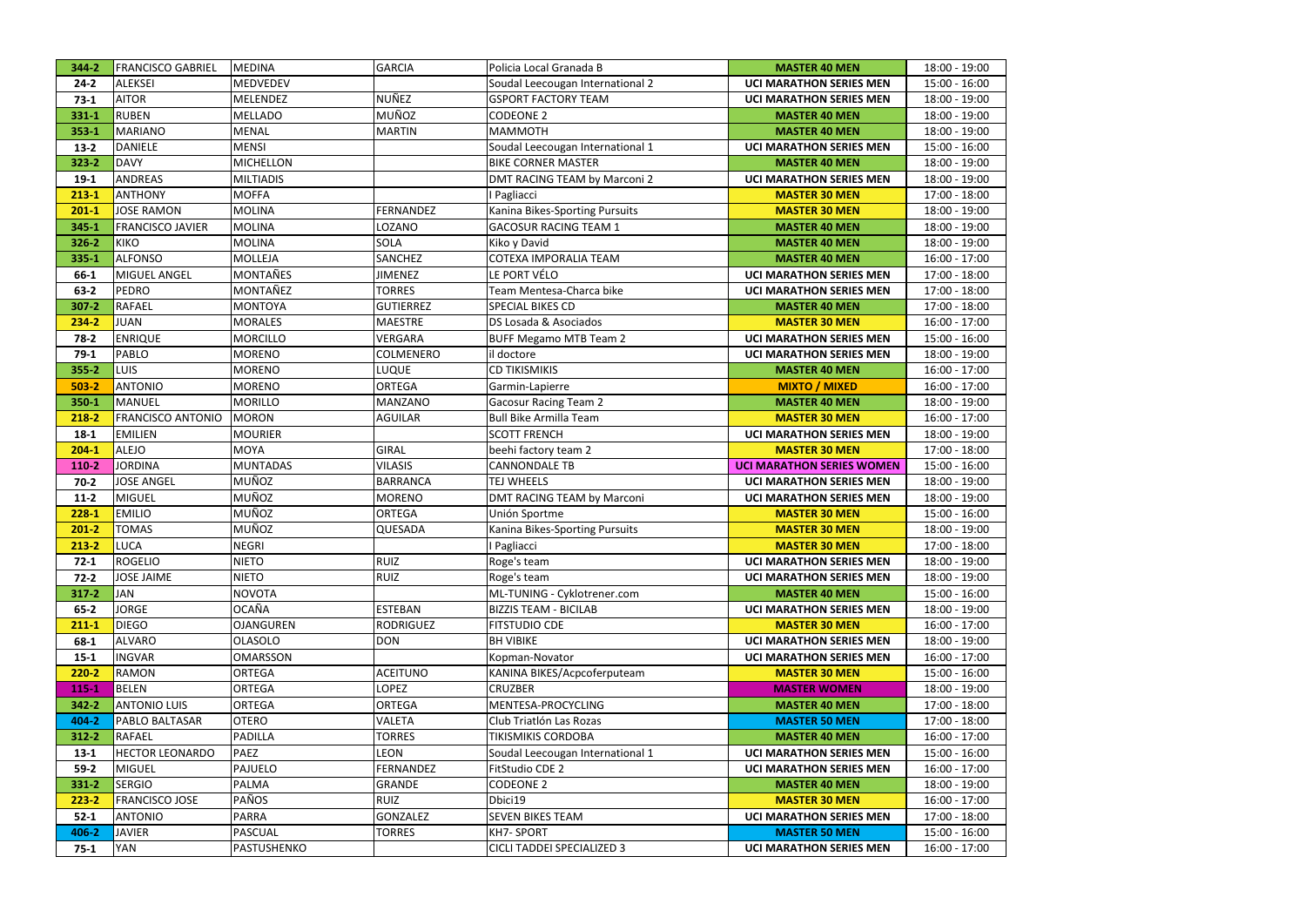| 344-2 | FRANCISCO GABRIEL | MEDINA | GARCIA | Policia Local Granada B | MASTER 40 MEN | 18:00 - 19:00 |
|---|---|---|---|---|---|---|
| 24-2 | ALEKSEI | MEDVEDEV | | Soudal Leecougan International 2 | UCI MARATHON SERIES MEN | 15:00 - 16:00 |
| 73-1 | AITOR | MELENDEZ | NUÑEZ | GSPORT FACTORY TEAM | UCI MARATHON SERIES MEN | 18:00 - 19:00 |
| 331-1 | RUBEN | MELLADO | MUÑOZ | CODEONE 2 | MASTER 40 MEN | 18:00 - 19:00 |
| 353-1 | MARIANO | MENAL | MARTIN | MAMMOTH | MASTER 40 MEN | 18:00 - 19:00 |
| 13-2 | DANIELE | MENSI | | Soudal Leecougan International 1 | UCI MARATHON SERIES MEN | 15:00 - 16:00 |
| 323-2 | DAVY | MICHELLON | | BIKE CORNER MASTER | MASTER 40 MEN | 18:00 - 19:00 |
| 19-1 | ANDREAS | MILTIADIS | | DMT RACING TEAM by Marconi 2 | UCI MARATHON SERIES MEN | 18:00 - 19:00 |
| 213-1 | ANTHONY | MOFFA | | I Pagliacci | MASTER 30 MEN | 17:00 - 18:00 |
| 201-1 | JOSE RAMON | MOLINA | FERNANDEZ | Kanina Bikes-Sporting Pursuits | MASTER 30 MEN | 18:00 - 19:00 |
| 345-1 | FRANCISCO JAVIER | MOLINA | LOZANO | GACOSUR RACING TEAM 1 | MASTER 40 MEN | 18:00 - 19:00 |
| 326-2 | KIKO | MOLINA | SOLA | Kiko y David | MASTER 40 MEN | 18:00 - 19:00 |
| 335-1 | ALFONSO | MOLLEJA | SANCHEZ | COTEXA IMPORALIA TEAM | MASTER 40 MEN | 16:00 - 17:00 |
| 66-1 | MIGUEL ANGEL | MONTAÑES | JIMENEZ | LE PORT VÉLO | UCI MARATHON SERIES MEN | 17:00 - 18:00 |
| 63-2 | PEDRO | MONTAÑEZ | TORRES | Team Mentesa-Charca bike | UCI MARATHON SERIES MEN | 17:00 - 18:00 |
| 307-2 | RAFAEL | MONTOYA | GUTIERREZ | SPECIAL BIKES CD | MASTER 40 MEN | 17:00 - 18:00 |
| 234-2 | JUAN | MORALES | MAESTRE | DS Losada & Asociados | MASTER 30 MEN | 16:00 - 17:00 |
| 78-2 | ENRIQUE | MORCILLO | VERGARA | BUFF Megamo MTB Team 2 | UCI MARATHON SERIES MEN | 15:00 - 16:00 |
| 79-1 | PABLO | MORENO | COLMENERO | il doctore | UCI MARATHON SERIES MEN | 18:00 - 19:00 |
| 355-2 | LUIS | MORENO | LUQUE | CD TIKISMIKIS | MASTER 40 MEN | 16:00 - 17:00 |
| 503-2 | ANTONIO | MORENO | ORTEGA | Garmin-Lapierre | MIXTO / MIXED | 16:00 - 17:00 |
| 350-1 | MANUEL | MORILLO | MANZANO | Gacosur Racing Team 2 | MASTER 40 MEN | 18:00 - 19:00 |
| 218-2 | FRANCISCO ANTONIO | MORON | AGUILAR | Bull Bike Armilla Team | MASTER 30 MEN | 16:00 - 17:00 |
| 18-1 | EMILIEN | MOURIER | | SCOTT FRENCH | UCI MARATHON SERIES MEN | 18:00 - 19:00 |
| 204-1 | ALEJO | MOYA | GIRAL | beehi factory team 2 | MASTER 30 MEN | 17:00 - 18:00 |
| 110-2 | JORDINA | MUNTADAS | VILASIS | CANNONDALE TB | UCI MARATHON SERIES WOMEN | 15:00 - 16:00 |
| 70-2 | JOSE ANGEL | MUÑOZ | BARRANCA | TEJ WHEELS | UCI MARATHON SERIES MEN | 18:00 - 19:00 |
| 11-2 | MIGUEL | MUÑOZ | MORENO | DMT RACING TEAM by Marconi | UCI MARATHON SERIES MEN | 18:00 - 19:00 |
| 228-1 | EMILIO | MUÑOZ | ORTEGA | Unión Sportme | MASTER 30 MEN | 15:00 - 16:00 |
| 201-2 | TOMAS | MUÑOZ | QUESADA | Kanina Bikes-Sporting Pursuits | MASTER 30 MEN | 18:00 - 19:00 |
| 213-2 | LUCA | NEGRI | | I Pagliacci | MASTER 30 MEN | 17:00 - 18:00 |
| 72-1 | ROGELIO | NIETO | RUIZ | Roge's team | UCI MARATHON SERIES MEN | 18:00 - 19:00 |
| 72-2 | JOSE JAIME | NIETO | RUIZ | Roge's team | UCI MARATHON SERIES MEN | 18:00 - 19:00 |
| 317-2 | JAN | NOVOTA | | ML-TUNING - Cyklotrener.com | MASTER 40 MEN | 15:00 - 16:00 |
| 65-2 | JORGE | OCAÑA | ESTEBAN | BIZZIS TEAM - BICILAB | UCI MARATHON SERIES MEN | 18:00 - 19:00 |
| 211-1 | DIEGO | OJANGUREN | RODRIGUEZ | FITSTUDIO CDE | MASTER 30 MEN | 16:00 - 17:00 |
| 68-1 | ALVARO | OLASOLO | DON | BH VIBIKE | UCI MARATHON SERIES MEN | 18:00 - 19:00 |
| 15-1 | INGVAR | OMARSSON | | Kopman-Novator | UCI MARATHON SERIES MEN | 16:00 - 17:00 |
| 220-2 | RAMON | ORTEGA | ACEITUNO | KANINA BIKES/Acpcoferputeam | MASTER 30 MEN | 15:00 - 16:00 |
| 115-1 | BELEN | ORTEGA | LOPEZ | CRUZBER | MASTER WOMEN | 18:00 - 19:00 |
| 342-2 | ANTONIO LUIS | ORTEGA | ORTEGA | MENTESA-PROCYCLING | MASTER 40 MEN | 17:00 - 18:00 |
| 404-2 | PABLO BALTASAR | OTERO | VALETA | Club Triatlón Las Rozas | MASTER 50 MEN | 17:00 - 18:00 |
| 312-2 | RAFAEL | PADILLA | TORRES | TIKISMIKIS CORDOBA | MASTER 40 MEN | 16:00 - 17:00 |
| 13-1 | HECTOR LEONARDO | PAEZ | LEON | Soudal Leecougan International 1 | UCI MARATHON SERIES MEN | 15:00 - 16:00 |
| 59-2 | MIGUEL | PAJUELO | FERNANDEZ | FitStudio CDE 2 | UCI MARATHON SERIES MEN | 16:00 - 17:00 |
| 331-2 | SERGIO | PALMA | GRANDE | CODEONE 2 | MASTER 40 MEN | 18:00 - 19:00 |
| 223-2 | FRANCISCO JOSE | PAÑOS | RUIZ | Dbici19 | MASTER 30 MEN | 16:00 - 17:00 |
| 52-1 | ANTONIO | PARRA | GONZALEZ | SEVEN BIKES TEAM | UCI MARATHON SERIES MEN | 17:00 - 18:00 |
| 406-2 | JAVIER | PASCUAL | TORRES | KH7- SPORT | MASTER 50 MEN | 15:00 - 16:00 |
| 75-1 | YAN | PASTUSHENKO | | CICLI TADDEI SPECIALIZED 3 | UCI MARATHON SERIES MEN | 16:00 - 17:00 |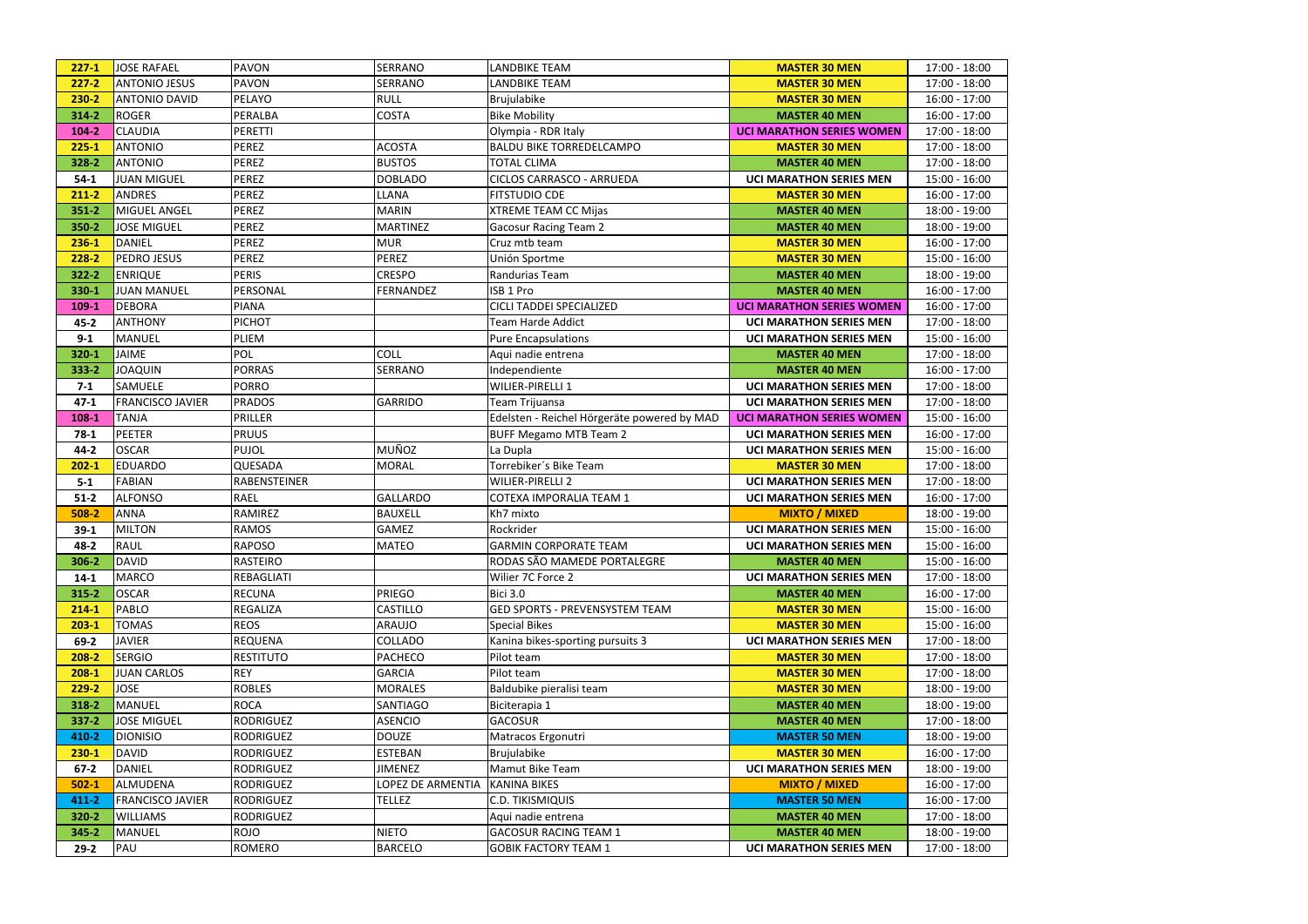| | | | | | | |
|---|---|---|---|---|---|---|
| 227-1 | JOSE RAFAEL | PAVON | SERRANO | LANDBIKE TEAM | MASTER 30 MEN | 17:00 - 18:00 |
| 227-2 | ANTONIO JESUS | PAVON | SERRANO | LANDBIKE TEAM | MASTER 30 MEN | 17:00 - 18:00 |
| 230-2 | ANTONIO DAVID | PELAYO | RULL | Brujulabike | MASTER 30 MEN | 16:00 - 17:00 |
| 314-2 | ROGER | PERALBA | COSTA | Bike Mobility | MASTER 40 MEN | 16:00 - 17:00 |
| 104-2 | CLAUDIA | PERETTI | | Olympia - RDR Italy | UCI MARATHON SERIES WOMEN | 17:00 - 18:00 |
| 225-1 | ANTONIO | PEREZ | ACOSTA | BALDU BIKE TORREDELCAMPO | MASTER 30 MEN | 17:00 - 18:00 |
| 328-2 | ANTONIO | PEREZ | BUSTOS | TOTAL CLIMA | MASTER 40 MEN | 17:00 - 18:00 |
| 54-1 | JUAN MIGUEL | PEREZ | DOBLADO | CICLOS CARRASCO - ARRUEDA | UCI MARATHON SERIES MEN | 15:00 - 16:00 |
| 211-2 | ANDRES | PEREZ | LLANA | FITSTUDIO CDE | MASTER 30 MEN | 16:00 - 17:00 |
| 351-2 | MIGUEL ANGEL | PEREZ | MARIN | XTREME TEAM CC Mijas | MASTER 40 MEN | 18:00 - 19:00 |
| 350-2 | JOSE MIGUEL | PEREZ | MARTINEZ | Gacosur Racing Team 2 | MASTER 40 MEN | 18:00 - 19:00 |
| 236-1 | DANIEL | PEREZ | MUR | Cruz mtb team | MASTER 30 MEN | 16:00 - 17:00 |
| 228-2 | PEDRO JESUS | PEREZ | PEREZ | Unión Sportme | MASTER 30 MEN | 15:00 - 16:00 |
| 322-2 | ENRIQUE | PERIS | CRESPO | Randurias Team | MASTER 40 MEN | 18:00 - 19:00 |
| 330-1 | JUAN MANUEL | PERSONAL | FERNANDEZ | ISB 1 Pro | MASTER 40 MEN | 16:00 - 17:00 |
| 109-1 | DEBORA | PIANA | | CICLI TADDEI SPECIALIZED | UCI MARATHON SERIES WOMEN | 16:00 - 17:00 |
| 45-2 | ANTHONY | PICHOT | | Team Harde Addict | UCI MARATHON SERIES MEN | 17:00 - 18:00 |
| 9-1 | MANUEL | PLIEM | | Pure Encapsulations | UCI MARATHON SERIES MEN | 15:00 - 16:00 |
| 320-1 | JAIME | POL | COLL | Aqui nadie entrena | MASTER 40 MEN | 17:00 - 18:00 |
| 333-2 | JOAQUIN | PORRAS | SERRANO | Independiente | MASTER 40 MEN | 16:00 - 17:00 |
| 7-1 | SAMUELE | PORRO | | WILIER-PIRELLI 1 | UCI MARATHON SERIES MEN | 17:00 - 18:00 |
| 47-1 | FRANCISCO JAVIER | PRADOS | GARRIDO | Team Trijuansa | UCI MARATHON SERIES MEN | 17:00 - 18:00 |
| 108-1 | TANJA | PRILLER | | Edelsten - Reichel Hörgeräte powered by MAD | UCI MARATHON SERIES WOMEN | 15:00 - 16:00 |
| 78-1 | PEETER | PRUUS | | BUFF Megamo MTB Team 2 | UCI MARATHON SERIES MEN | 16:00 - 17:00 |
| 44-2 | OSCAR | PUJOL | MUÑOZ | La Dupla | UCI MARATHON SERIES MEN | 15:00 - 16:00 |
| 202-1 | EDUARDO | QUESADA | MORAL | Torrebiker´s Bike Team | MASTER 30 MEN | 17:00 - 18:00 |
| 5-1 | FABIAN | RABENSTEINER | | WILIER-PIRELLI 2 | UCI MARATHON SERIES MEN | 17:00 - 18:00 |
| 51-2 | ALFONSO | RAEL | GALLARDO | COTEXA IMPORALIA TEAM 1 | UCI MARATHON SERIES MEN | 16:00 - 17:00 |
| 508-2 | ANNA | RAMIREZ | BAUXELL | Kh7 mixto | MIXTO / MIXED | 18:00 - 19:00 |
| 39-1 | MILTON | RAMOS | GAMEZ | Rockrider | UCI MARATHON SERIES MEN | 15:00 - 16:00 |
| 48-2 | RAUL | RAPOSO | MATEO | GARMIN CORPORATE TEAM | UCI MARATHON SERIES MEN | 15:00 - 16:00 |
| 306-2 | DAVID | RASTEIRO | | RODAS SÃO MAMEDE PORTALEGRE | MASTER 40 MEN | 15:00 - 16:00 |
| 14-1 | MARCO | REBAGLIATI | | Wilier 7C Force 2 | UCI MARATHON SERIES MEN | 17:00 - 18:00 |
| 315-2 | OSCAR | RECUNA | PRIEGO | Bici 3.0 | MASTER 40 MEN | 16:00 - 17:00 |
| 214-1 | PABLO | REGALIZA | CASTILLO | GED SPORTS - PREVENSYSTEM TEAM | MASTER 30 MEN | 15:00 - 16:00 |
| 203-1 | TOMAS | REOS | ARAUJO | Special Bikes | MASTER 30 MEN | 15:00 - 16:00 |
| 69-2 | JAVIER | REQUENA | COLLADO | Kanina bikes-sporting pursuits 3 | UCI MARATHON SERIES MEN | 17:00 - 18:00 |
| 208-2 | SERGIO | RESTITUTO | PACHECO | Pilot team | MASTER 30 MEN | 17:00 - 18:00 |
| 208-1 | JUAN CARLOS | REY | GARCIA | Pilot team | MASTER 30 MEN | 17:00 - 18:00 |
| 229-2 | JOSE | ROBLES | MORALES | Baldubike pieralisi team | MASTER 30 MEN | 18:00 - 19:00 |
| 318-2 | MANUEL | ROCA | SANTIAGO | Biciterapia 1 | MASTER 40 MEN | 18:00 - 19:00 |
| 337-2 | JOSE MIGUEL | RODRIGUEZ | ASENCIO | GACOSUR | MASTER 40 MEN | 17:00 - 18:00 |
| 410-2 | DIONISIO | RODRIGUEZ | DOUZE | Matracos Ergonutri | MASTER 50 MEN | 18:00 - 19:00 |
| 230-1 | DAVID | RODRIGUEZ | ESTEBAN | Brujulabike | MASTER 30 MEN | 16:00 - 17:00 |
| 67-2 | DANIEL | RODRIGUEZ | JIMENEZ | Mamut Bike Team | UCI MARATHON SERIES MEN | 18:00 - 19:00 |
| 502-1 | ALMUDENA | RODRIGUEZ | LOPEZ DE ARMENTIA | KANINA BIKES | MIXTO / MIXED | 16:00 - 17:00 |
| 411-2 | FRANCISCO JAVIER | RODRIGUEZ | TELLEZ | C.D. TIKISMIQUIS | MASTER 50 MEN | 16:00 - 17:00 |
| 320-2 | WILLIAMS | RODRIGUEZ | | Aqui nadie entrena | MASTER 40 MEN | 17:00 - 18:00 |
| 345-2 | MANUEL | ROJO | NIETO | GACOSUR RACING TEAM 1 | MASTER 40 MEN | 18:00 - 19:00 |
| 29-2 | PAU | ROMERO | BARCELO | GOBIK FACTORY TEAM 1 | UCI MARATHON SERIES MEN | 17:00 - 18:00 |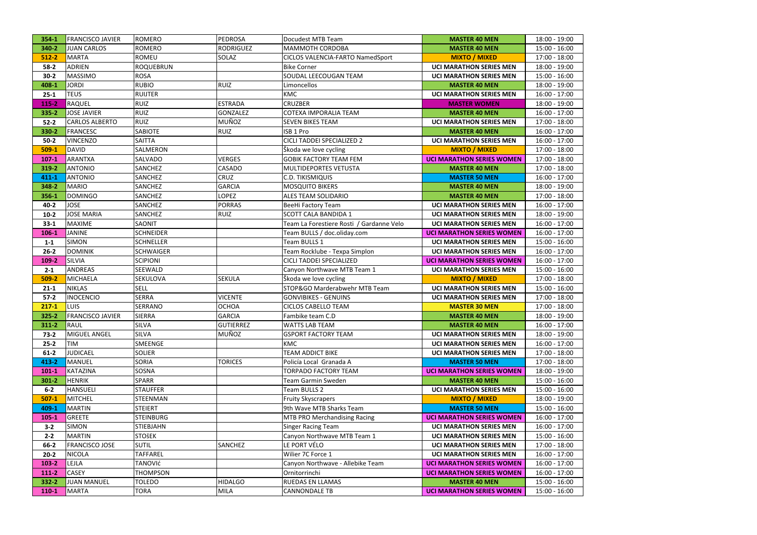| 354-1 | FRANCISCO JAVIER | ROMERO | PEDROSA | Docudest MTB Team | MASTER 40 MEN | 18:00 - 19:00 |
|---|---|---|---|---|---|---|
| 340-2 | JUAN CARLOS | ROMERO | RODRIGUEZ | MAMMOTH CORDOBA | MASTER 40 MEN | 15:00 - 16:00 |
| 512-2 | MARTA | ROMEU | SOLAZ | CICLOS VALENCIA-FARTO NamedSport | MIXTO / MIXED | 17:00 - 18:00 |
| 58-2 | ADRIEN | ROQUEBRUN | | Bike Corner | UCI MARATHON SERIES MEN | 18:00 - 19:00 |
| 30-2 | MASSIMO | ROSA | | SOUDAL LEECOUGAN TEAM | UCI MARATHON SERIES MEN | 15:00 - 16:00 |
| 408-1 | JORDI | RUBIO | RUIZ | Limoncellos | MASTER 40 MEN | 18:00 - 19:00 |
| 25-1 | TEUS | RUIJTER | | KMC | UCI MARATHON SERIES MEN | 16:00 - 17:00 |
| 115-2 | RAQUEL | RUIZ | ESTRADA | CRUZBER | MASTER WOMEN | 18:00 - 19:00 |
| 335-2 | JOSE JAVIER | RUIZ | GONZALEZ | COTEXA IMPORALIA TEAM | MASTER 40 MEN | 16:00 - 17:00 |
| 52-2 | CARLOS ALBERTO | RUIZ | MUÑOZ | SEVEN BIKES TEAM | UCI MARATHON SERIES MEN | 17:00 - 18:00 |
| 330-2 | FRANCESC | SABIOTE | RUIZ | ISB 1 Pro | MASTER 40 MEN | 16:00 - 17:00 |
| 50-2 | VINCENZO | SAITTA | | CICLI TADDEI SPECIALIZED 2 | UCI MARATHON SERIES MEN | 16:00 - 17:00 |
| 509-1 | DAVID | SALMERON | | Škoda we love cycling | MIXTO / MIXED | 17:00 - 18:00 |
| 107-1 | ARANTXA | SALVADO | VERGES | GOBIK FACTORY TEAM FEM | UCI MARATHON SERIES WOMEN | 17:00 - 18:00 |
| 319-2 | ANTONIO | SANCHEZ | CASADO | MULTIDEPORTES VETUSTA | MASTER 40 MEN | 17:00 - 18:00 |
| 411-1 | ANTONIO | SANCHEZ | CRUZ | C.D. TIKISMIQUIS | MASTER 50 MEN | 16:00 - 17:00 |
| 348-2 | MARIO | SANCHEZ | GARCIA | MOSQUITO BIKERS | MASTER 40 MEN | 18:00 - 19:00 |
| 356-1 | DOMINGO | SANCHEZ | LOPEZ | ALES TEAM SOLIDARIO | MASTER 40 MEN | 17:00 - 18:00 |
| 40-2 | JOSE | SANCHEZ | PORRAS | BeeHi Factory Team | UCI MARATHON SERIES MEN | 16:00 - 17:00 |
| 10-2 | JOSE MARIA | SANCHEZ | RUIZ | SCOTT CALA BANDIDA 1 | UCI MARATHON SERIES MEN | 18:00 - 19:00 |
| 33-1 | MAXIME | SAONIT | | Team La Forestiere Rosti / Gardanne Velo | UCI MARATHON SERIES MEN | 16:00 - 17:00 |
| 106-1 | JANINE | SCHNEIDER | | Team BULLS / doc.oliday.com | UCI MARATHON SERIES WOMEN | 16:00 - 17:00 |
| 1-1 | SIMON | SCHNELLER | | Team BULLS 1 | UCI MARATHON SERIES MEN | 15:00 - 16:00 |
| 26-2 | DOMINIK | SCHWAIGER | | Team Rocklube - Texpa Simplon | UCI MARATHON SERIES MEN | 16:00 - 17:00 |
| 109-2 | SILVIA | SCIPIONI | | CICLI TADDEI SPECIALIZED | UCI MARATHON SERIES WOMEN | 16:00 - 17:00 |
| 2-1 | ANDREAS | SEEWALD | | Canyon Northwave MTB Team 1 | UCI MARATHON SERIES MEN | 15:00 - 16:00 |
| 509-2 | MICHAELA | SEKULOVA | SEKULA | Škoda we love cycling | MIXTO / MIXED | 17:00 - 18:00 |
| 21-1 | NIKLAS | SELL | | STOP&GO Marderabwehr MTB Team | UCI MARATHON SERIES MEN | 15:00 - 16:00 |
| 57-2 | INOCENCIO | SERRA | VICENTE | GONVIBIKES - GENUINS | UCI MARATHON SERIES MEN | 17:00 - 18:00 |
| 217-1 | LUIS | SERRANO | OCHOA | CICLOS CABELLO TEAM | MASTER 30 MEN | 17:00 - 18:00 |
| 325-2 | FRANCISCO JAVIER | SIERRA | GARCIA | Fambike team C.D | MASTER 40 MEN | 18:00 - 19:00 |
| 311-2 | RAUL | SILVA | GUTIERREZ | WATTS LAB TEAM | MASTER 40 MEN | 16:00 - 17:00 |
| 73-2 | MIGUEL ANGEL | SILVA | MUÑOZ | GSPORT FACTORY TEAM | UCI MARATHON SERIES MEN | 18:00 - 19:00 |
| 25-2 | TIM | SMEENGE | | KMC | UCI MARATHON SERIES MEN | 16:00 - 17:00 |
| 61-2 | JUDICAEL | SOLIER | | TEAM ADDICT BIKE | UCI MARATHON SERIES MEN | 17:00 - 18:00 |
| 413-2 | MANUEL | SORIA | TORICES | Policía Local Granada A | MASTER 50 MEN | 17:00 - 18:00 |
| 101-1 | KATAZINA | SOSNA | | TORPADO FACTORY TEAM | UCI MARATHON SERIES WOMEN | 18:00 - 19:00 |
| 301-2 | HENRIK | SPARR | | Team Garmin Sweden | MASTER 40 MEN | 15:00 - 16:00 |
| 6-2 | HANSUELI | STAUFFER | | Team BULLS 2 | UCI MARATHON SERIES MEN | 15:00 - 16:00 |
| 507-1 | MITCHEL | STEENMAN | | Fruity Skyscrapers | MIXTO / MIXED | 18:00 - 19:00 |
| 409-1 | MARTIN | STEIERT | | 9th Wave MTB Sharks Team | MASTER 50 MEN | 15:00 - 16:00 |
| 105-1 | GREETE | STEINBURG | | MTB PRO Merchandising Racing | UCI MARATHON SERIES WOMEN | 16:00 - 17:00 |
| 3-2 | SIMON | STIEBJAHN | | Singer Racing Team | UCI MARATHON SERIES MEN | 16:00 - 17:00 |
| 2-2 | MARTIN | STOšEK | | Canyon Northwave MTB Team 1 | UCI MARATHON SERIES MEN | 15:00 - 16:00 |
| 66-2 | FRANCISCO JOSE | SUTIL | SANCHEZ | LE PORT VÉLO | UCI MARATHON SERIES MEN | 17:00 - 18:00 |
| 20-2 | NICOLA | TAFFAREL | | Wilier 7C Force 1 | UCI MARATHON SERIES MEN | 16:00 - 17:00 |
| 103-2 | LEJLA | TANOVIć | | Canyon Northwave - Allebike Team | UCI MARATHON SERIES WOMEN | 16:00 - 17:00 |
| 111-2 | CASEY | THOMPSON | | Ornitorrinchi | UCI MARATHON SERIES WOMEN | 16:00 - 17:00 |
| 332-2 | JUAN MANUEL | TOLEDO | HIDALGO | RUEDAS EN LLAMAS | MASTER 40 MEN | 15:00 - 16:00 |
| 110-1 | MARTA | TORA | MILA | CANNONDALE TB | UCI MARATHON SERIES WOMEN | 15:00 - 16:00 |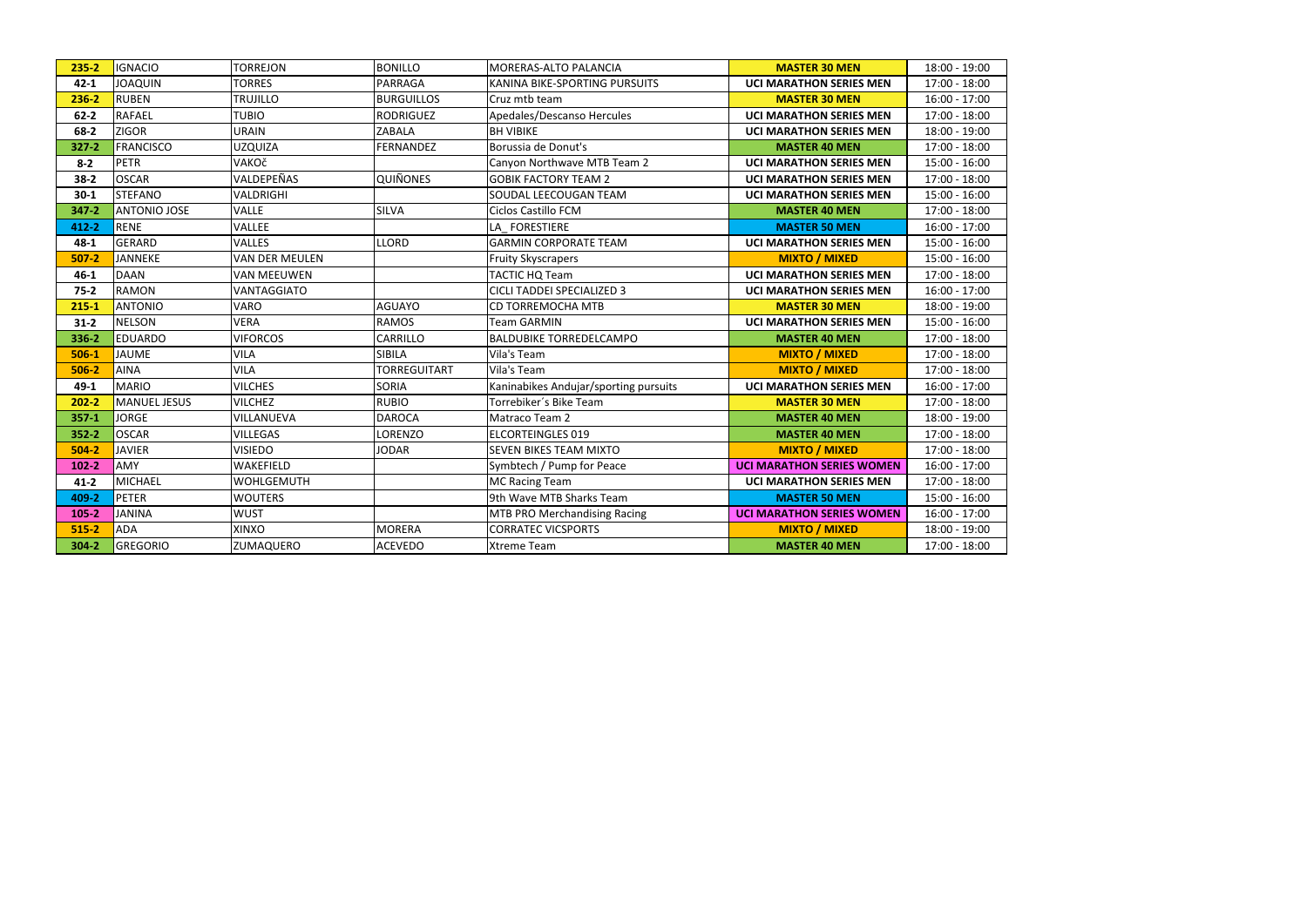| | | | | | | |
|---|---|---|---|---|---|---|
| 235-2 | IGNACIO | TORREJON | BONILLO | MORERAS-ALTO PALANCIA | MASTER 30 MEN | 18:00 - 19:00 |
| 42-1 | JOAQUIN | TORRES | PARRAGA | KANINA BIKE-SPORTING PURSUITS | UCI MARATHON SERIES MEN | 17:00 - 18:00 |
| 236-2 | RUBEN | TRUJILLO | BURGUILLOS | Cruz mtb team | MASTER 30 MEN | 16:00 - 17:00 |
| 62-2 | RAFAEL | TUBIO | RODRIGUEZ | Apedales/Descanso Hercules | UCI MARATHON SERIES MEN | 17:00 - 18:00 |
| 68-2 | ZIGOR | URAIN | ZABALA | BH VIBIKE | UCI MARATHON SERIES MEN | 18:00 - 19:00 |
| 327-2 | FRANCISCO | UZQUIZA | FERNANDEZ | Borussia de Donut's | MASTER 40 MEN | 17:00 - 18:00 |
| 8-2 | PETR | VAKOč | | Canyon Northwave MTB Team 2 | UCI MARATHON SERIES MEN | 15:00 - 16:00 |
| 38-2 | OSCAR | VALDEPEÑAS | QUIÑONES | GOBIK FACTORY TEAM 2 | UCI MARATHON SERIES MEN | 17:00 - 18:00 |
| 30-1 | STEFANO | VALDRIGHI | | SOUDAL LEECOUGAN TEAM | UCI MARATHON SERIES MEN | 15:00 - 16:00 |
| 347-2 | ANTONIO JOSE | VALLE | SILVA | Ciclos Castillo FCM | MASTER 40 MEN | 17:00 - 18:00 |
| 412-2 | RENE | VALLEE | | LA_ FORESTIERE | MASTER 50 MEN | 16:00 - 17:00 |
| 48-1 | GERARD | VALLES | LLORD | GARMIN CORPORATE TEAM | UCI MARATHON SERIES MEN | 15:00 - 16:00 |
| 507-2 | JANNEKE | VAN DER MEULEN | | Fruity Skyscrapers | MIXTO / MIXED | 15:00 - 16:00 |
| 46-1 | DAAN | VAN MEEUWEN | | TACTIC HQ Team | UCI MARATHON SERIES MEN | 17:00 - 18:00 |
| 75-2 | RAMON | VANTAGGIATO | | CICLI TADDEI SPECIALIZED 3 | UCI MARATHON SERIES MEN | 16:00 - 17:00 |
| 215-1 | ANTONIO | VARO | AGUAYO | CD TORREMOCHA MTB | MASTER 30 MEN | 18:00 - 19:00 |
| 31-2 | NELSON | VERA | RAMOS | Team GARMIN | UCI MARATHON SERIES MEN | 15:00 - 16:00 |
| 336-2 | EDUARDO | VIFORCOS | CARRILLO | BALDUBIKE TORREDELCAMPO | MASTER 40 MEN | 17:00 - 18:00 |
| 506-1 | JAUME | VILA | SIBILA | Vila's Team | MIXTO / MIXED | 17:00 - 18:00 |
| 506-2 | AINA | VILA | TORREGUITART | Vila's Team | MIXTO / MIXED | 17:00 - 18:00 |
| 49-1 | MARIO | VILCHES | SORIA | Kaninabikes Andujar/sporting pursuits | UCI MARATHON SERIES MEN | 16:00 - 17:00 |
| 202-2 | MANUEL JESUS | VILCHEZ | RUBIO | Torrebiker´s Bike Team | MASTER 30 MEN | 17:00 - 18:00 |
| 357-1 | JORGE | VILLANUEVA | DAROCA | Matraco Team 2 | MASTER 40 MEN | 18:00 - 19:00 |
| 352-2 | OSCAR | VILLEGAS | LORENZO | ELCORTEINGLES 019 | MASTER 40 MEN | 17:00 - 18:00 |
| 504-2 | JAVIER | VISIEDO | JODAR | SEVEN BIKES TEAM MIXTO | MIXTO / MIXED | 17:00 - 18:00 |
| 102-2 | AMY | WAKEFIELD | | Symbtech / Pump for Peace | UCI MARATHON SERIES WOMEN | 16:00 - 17:00 |
| 41-2 | MICHAEL | WOHLGEMUTH | | MC Racing Team | UCI MARATHON SERIES MEN | 17:00 - 18:00 |
| 409-2 | PETER | WOUTERS | | 9th Wave MTB Sharks Team | MASTER 50 MEN | 15:00 - 16:00 |
| 105-2 | JANINA | WUST | | MTB PRO Merchandising Racing | UCI MARATHON SERIES WOMEN | 16:00 - 17:00 |
| 515-2 | ADA | XINXO | MORERA | CORRATEC VICSPORTS | MIXTO / MIXED | 18:00 - 19:00 |
| 304-2 | GREGORIO | ZUMAQUERO | ACEVEDO | Xtreme Team | MASTER 40 MEN | 17:00 - 18:00 |